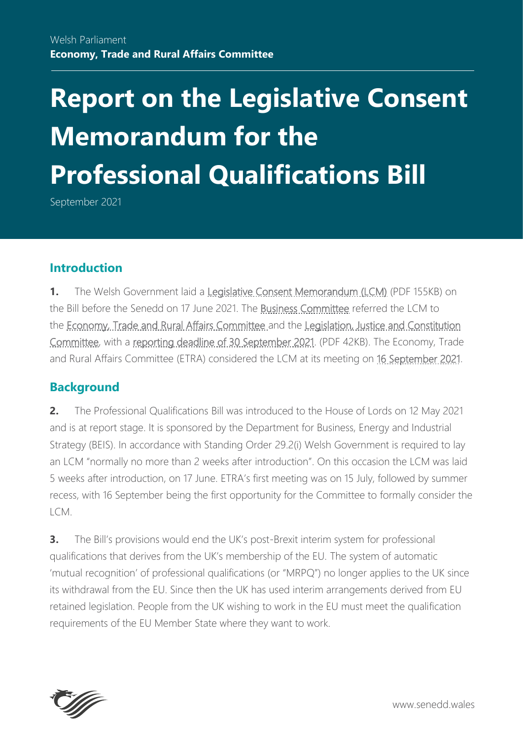Welsh Parliament

**Economy, Trade and Rural Affairs Committee**

# Report on the Legislative Consent Memorandum for the Professional Qualifications Bill

September 2021

## Introduction

**1.** The Welsh Government laid a Legislative Consent Memorandum (LCM) (PDF 155KB) on the Bill before the Senedd on 17 June 2021. The Business Committee referred the LCM to the Economy, Trade and Rural Affairs Committee and the Legislation, Justice and Constitution Committee, with a reporting deadline of 30 September 2021. (PDF 42KB). The Economy, Trade and Rural Affairs Committee (ETRA) considered the LCM at its meeting on 16 September 2021.

## Background

**2.** The Professional Qualifications Bill was introduced to the House of Lords on 12 May 2021 and is at report stage. It is sponsored by the Department for Business, Energy and Industrial Strategy (BEIS). In accordance with Standing Order 29.2(i) Welsh Government is required to lay an LCM "normally no more than 2 weeks after introduction". On this occasion the LCM was laid 5 weeks after introduction, on 17 June. ETRA's first meeting was on 15 July, followed by summer recess, with 16 September being the first opportunity for the Committee to formally consider the LCM.

**3.** The Bill's provisions would end the UK's post-Brexit interim system for professional qualifications that derives from the UK's membership of the EU. The system of automatic 'mutual recognition' of professional qualifications (or "MRPQ") no longer applies to the UK since its withdrawal from the EU. Since then the UK has used interim arrangements derived from EU retained legislation. People from the UK wishing to work in the EU must meet the qualification requirements of the EU Member State where they want to work.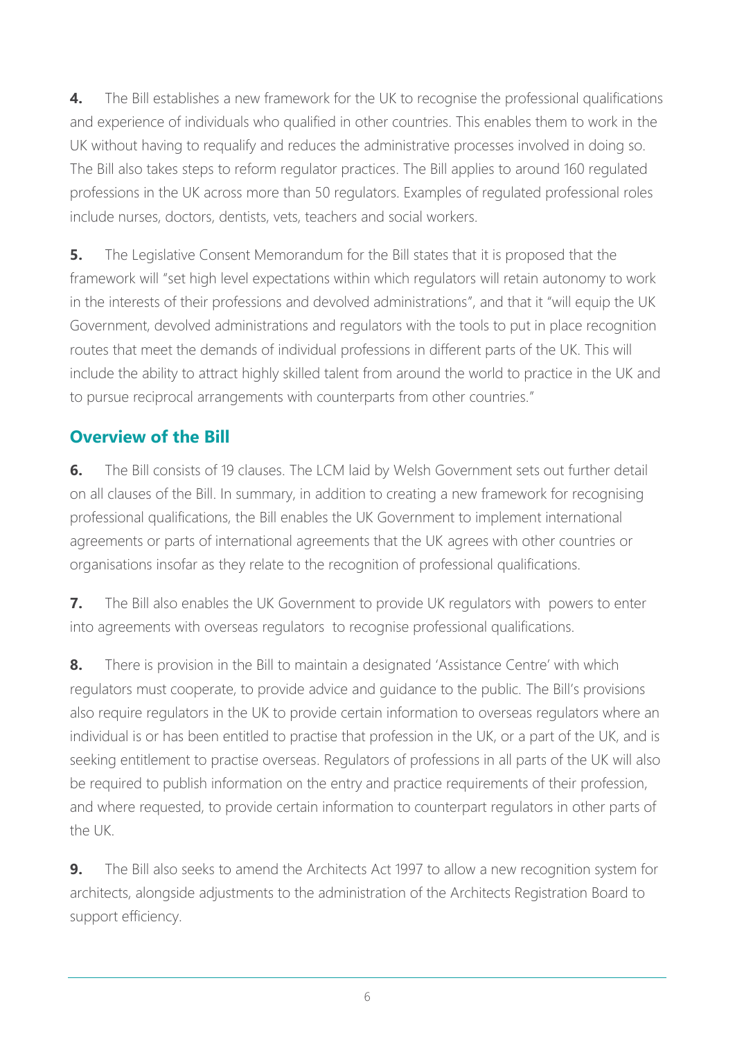**4.** The Bill establishes a new framework for the UK to recognise the professional qualifications and experience of individuals who qualified in other countries. This enables them to work in the UK without having to requalify and reduces the administrative processes involved in doing so. The Bill also takes steps to reform regulator practices. The Bill applies to around 160 regulated professions in the UK across more than 50 regulators. Examples of regulated professional roles include nurses, doctors, dentists, vets, teachers and social workers.

**5.** The Legislative Consent Memorandum for the Bill states that it is proposed that the framework will "set high level expectations within which regulators will retain autonomy to work in the interests of their professions and devolved administrations", and that it "will equip the UK Government, devolved administrations and regulators with the tools to put in place recognition routes that meet the demands of individual professions in different parts of the UK. This will include the ability to attract highly skilled talent from around the world to practice in the UK and to pursue reciprocal arrangements with counterparts from other countries."

## Overview of the Bill

**6.** The Bill consists of 19 clauses. The LCM laid by Welsh Government sets out further detail on all clauses of the Bill. In summary, in addition to creating a new framework for recognising professional qualifications, the Bill enables the UK Government to implement international agreements or parts of international agreements that the UK agrees with other countries or organisations insofar as they relate to the recognition of professional qualifications.

**7.** The Bill also enables the UK Government to provide UK regulators with powers to enter into agreements with overseas regulators to recognise professional qualifications.

**8.** There is provision in the Bill to maintain a designated 'Assistance Centre' with which regulators must cooperate, to provide advice and guidance to the public. The Bill's provisions also require regulators in the UK to provide certain information to overseas regulators where an individual is or has been entitled to practise that profession in the UK, or a part of the UK, and is seeking entitlement to practise overseas. Regulators of professions in all parts of the UK will also be required to publish information on the entry and practice requirements of their profession, and where requested, to provide certain information to counterpart regulators in other parts of the UK.

**9.** The Bill also seeks to amend the Architects Act 1997 to allow a new recognition system for architects, alongside adjustments to the administration of the Architects Registration Board to support efficiency.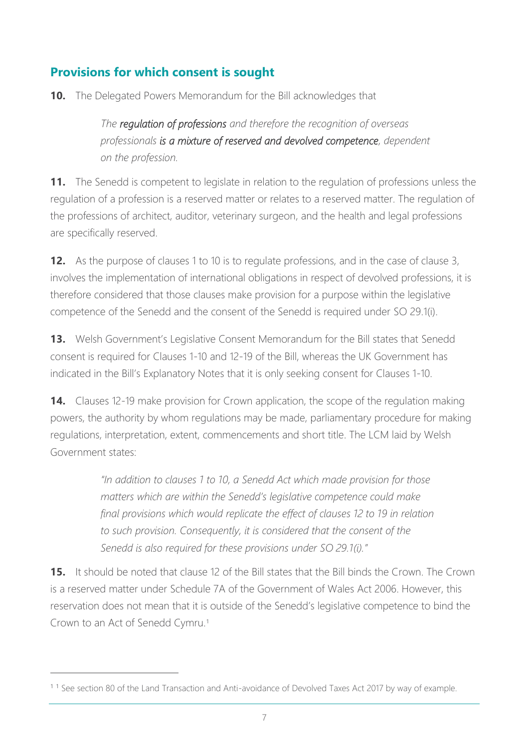## Provisions for which consent is sought

**10.** The Delegated Powers Memorandum for the Bill acknowledges that

> *The **regulation of professions** and therefore the recognition of overseas professionals **is a mixture of reserved and devolved competence**, dependent on the profession.*

**11.** The Senedd is competent to legislate in relation to the regulation of professions unless the regulation of a profession is a reserved matter or relates to a reserved matter. The regulation of the professions of architect, auditor, veterinary surgeon, and the health and legal professions are specifically reserved.

**12.** As the purpose of clauses 1 to 10 is to regulate professions, and in the case of clause 3, involves the implementation of international obligations in respect of devolved professions, it is therefore considered that those clauses make provision for a purpose within the legislative competence of the Senedd and the consent of the Senedd is required under SO 29.1(i).

**13.** Welsh Government's Legislative Consent Memorandum for the Bill states that Senedd consent is required for Clauses 1-10 and 12-19 of the Bill, whereas the UK Government has indicated in the Bill's Explanatory Notes that it is only seeking consent for Clauses 1-10.

**14.** Clauses 12-19 make provision for Crown application, the scope of the regulation making powers, the authority by whom regulations may be made, parliamentary procedure for making regulations, interpretation, extent, commencements and short title. The LCM laid by Welsh Government states:

> *"In addition to clauses 1 to 10, a Senedd Act which made provision for those matters which are within the Senedd's legislative competence could make final provisions which would replicate the effect of clauses 12 to 19 in relation to such provision. Consequently, it is considered that the consent of the Senedd is also required for these provisions under SO 29.1(i)."*

**15.** It should be noted that clause 12 of the Bill states that the Bill binds the Crown. The Crown is a reserved matter under Schedule 7A of the Government of Wales Act 2006. However, this reservation does not mean that it is outside of the Senedd's legislative competence to bind the Crown to an Act of Senedd Cymru.[1]

---

[1] [1] See section 80 of the Land Transaction and Anti-avoidance of Devolved Taxes Act 2017 by way of example.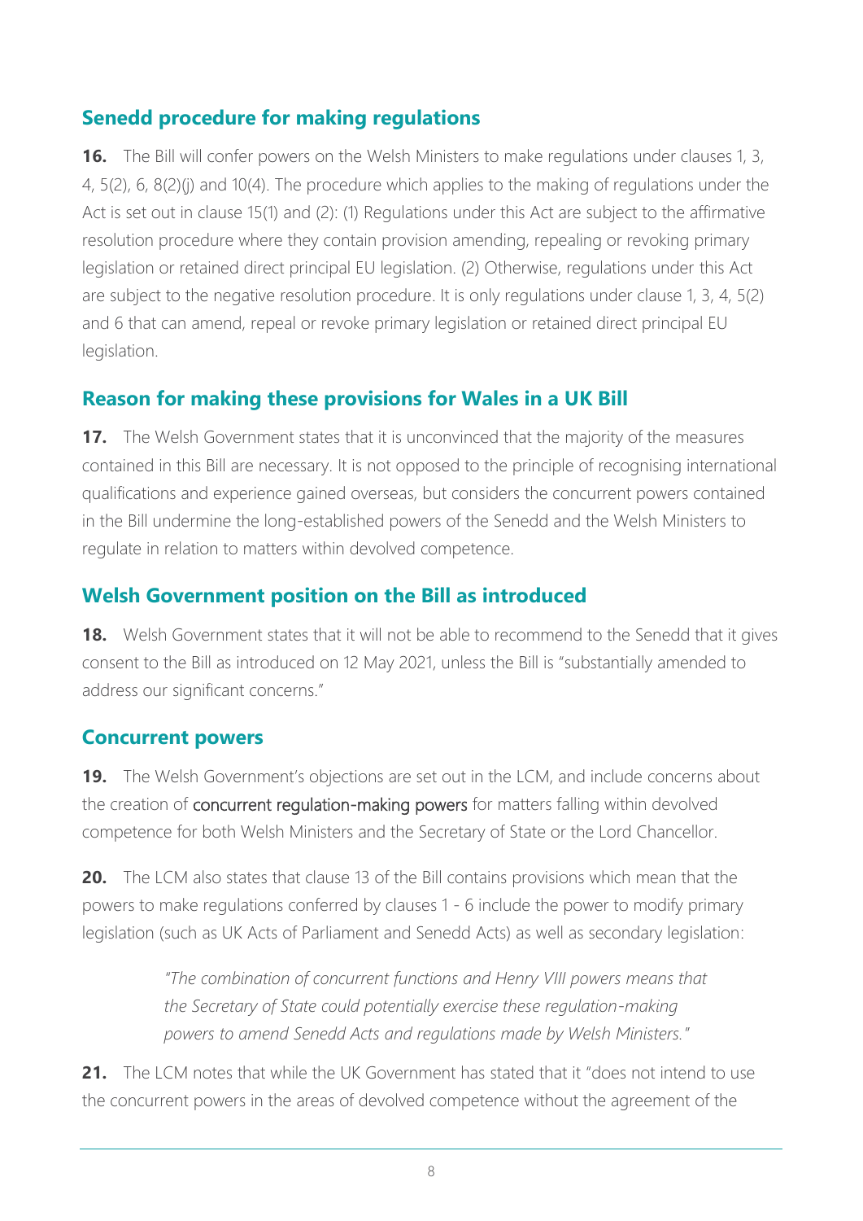## Senedd procedure for making regulations

**16.** The Bill will confer powers on the Welsh Ministers to make regulations under clauses 1, 3, 4, 5(2), 6, 8(2)(j) and 10(4). The procedure which applies to the making of regulations under the Act is set out in clause 15(1) and (2): (1) Regulations under this Act are subject to the affirmative resolution procedure where they contain provision amending, repealing or revoking primary legislation or retained direct principal EU legislation. (2) Otherwise, regulations under this Act are subject to the negative resolution procedure. It is only regulations under clause 1, 3, 4, 5(2) and 6 that can amend, repeal or revoke primary legislation or retained direct principal EU legislation.

## Reason for making these provisions for Wales in a UK Bill

**17.** The Welsh Government states that it is unconvinced that the majority of the measures contained in this Bill are necessary. It is not opposed to the principle of recognising international qualifications and experience gained overseas, but considers the concurrent powers contained in the Bill undermine the long-established powers of the Senedd and the Welsh Ministers to regulate in relation to matters within devolved competence.

## Welsh Government position on the Bill as introduced

**18.** Welsh Government states that it will not be able to recommend to the Senedd that it gives consent to the Bill as introduced on 12 May 2021, unless the Bill is "substantially amended to address our significant concerns."

## Concurrent powers

**19.** The Welsh Government's objections are set out in the LCM, and include concerns about the creation of concurrent regulation-making powers for matters falling within devolved competence for both Welsh Ministers and the Secretary of State or the Lord Chancellor.

**20.** The LCM also states that clause 13 of the Bill contains provisions which mean that the powers to make regulations conferred by clauses 1 - 6 include the power to modify primary legislation (such as UK Acts of Parliament and Senedd Acts) as well as secondary legislation:

> *"The combination of concurrent functions and Henry VIII powers means that the Secretary of State could potentially exercise these regulation-making powers to amend Senedd Acts and regulations made by Welsh Ministers."*

**21.** The LCM notes that while the UK Government has stated that it "does not intend to use the concurrent powers in the areas of devolved competence without the agreement of the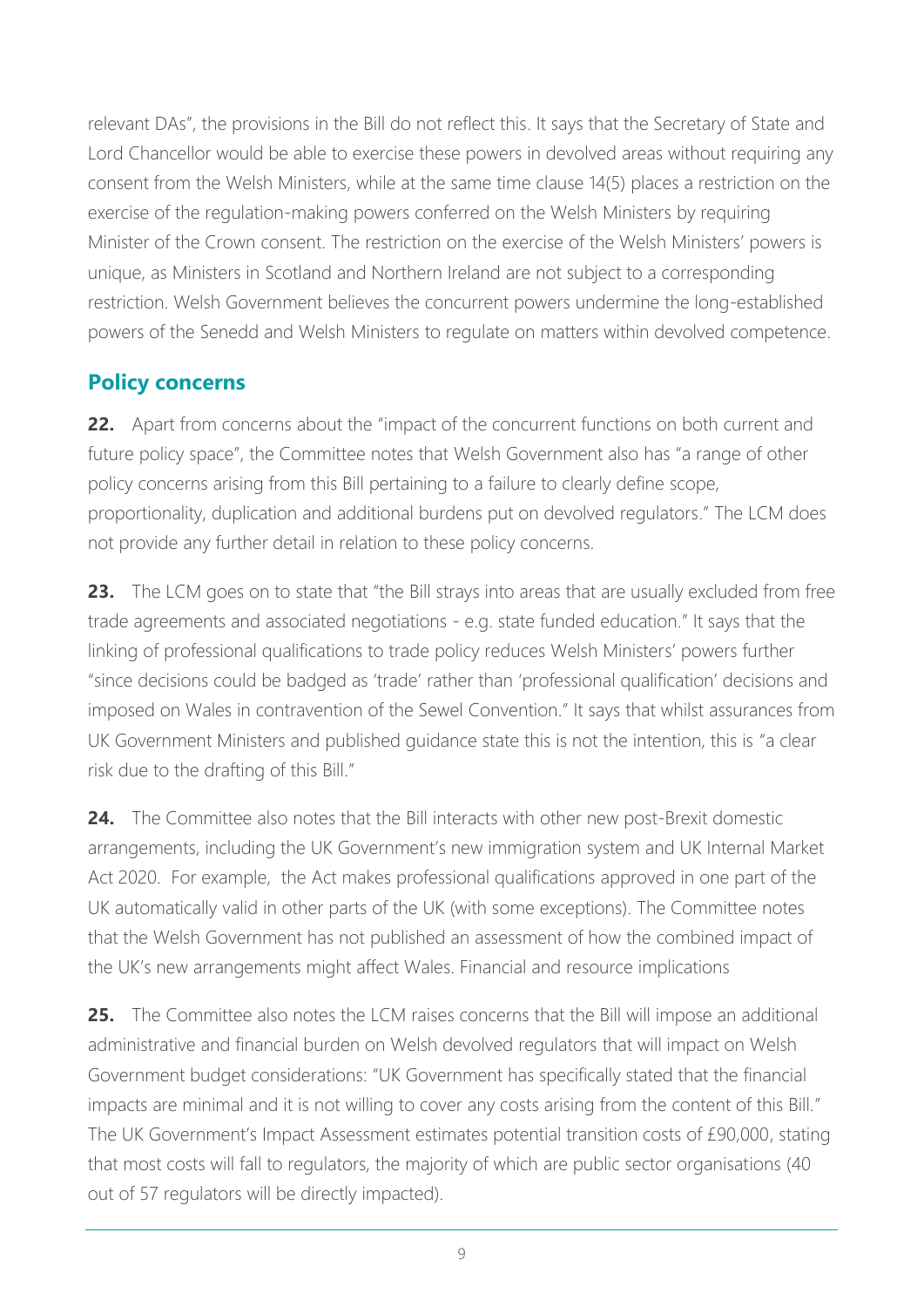relevant DAs", the provisions in the Bill do not reflect this. It says that the Secretary of State and Lord Chancellor would be able to exercise these powers in devolved areas without requiring any consent from the Welsh Ministers, while at the same time clause 14(5) places a restriction on the exercise of the regulation-making powers conferred on the Welsh Ministers by requiring Minister of the Crown consent. The restriction on the exercise of the Welsh Ministers' powers is unique, as Ministers in Scotland and Northern Ireland are not subject to a corresponding restriction. Welsh Government believes the concurrent powers undermine the long-established powers of the Senedd and Welsh Ministers to regulate on matters within devolved competence.

## Policy concerns

**22.** Apart from concerns about the "impact of the concurrent functions on both current and future policy space", the Committee notes that Welsh Government also has "a range of other policy concerns arising from this Bill pertaining to a failure to clearly define scope, proportionality, duplication and additional burdens put on devolved regulators." The LCM does not provide any further detail in relation to these policy concerns.

**23.** The LCM goes on to state that "the Bill strays into areas that are usually excluded from free trade agreements and associated negotiations - e.g. state funded education." It says that the linking of professional qualifications to trade policy reduces Welsh Ministers' powers further "since decisions could be badged as 'trade' rather than 'professional qualification' decisions and imposed on Wales in contravention of the Sewel Convention." It says that whilst assurances from UK Government Ministers and published guidance state this is not the intention, this is "a clear risk due to the drafting of this Bill."

**24.** The Committee also notes that the Bill interacts with other new post-Brexit domestic arrangements, including the UK Government's new immigration system and UK Internal Market Act 2020. For example, the Act makes professional qualifications approved in one part of the UK automatically valid in other parts of the UK (with some exceptions). The Committee notes that the Welsh Government has not published an assessment of how the combined impact of the UK's new arrangements might affect Wales. Financial and resource implications

**25.** The Committee also notes the LCM raises concerns that the Bill will impose an additional administrative and financial burden on Welsh devolved regulators that will impact on Welsh Government budget considerations: "UK Government has specifically stated that the financial impacts are minimal and it is not willing to cover any costs arising from the content of this Bill." The UK Government's Impact Assessment estimates potential transition costs of £90,000, stating that most costs will fall to regulators, the majority of which are public sector organisations (40 out of 57 regulators will be directly impacted).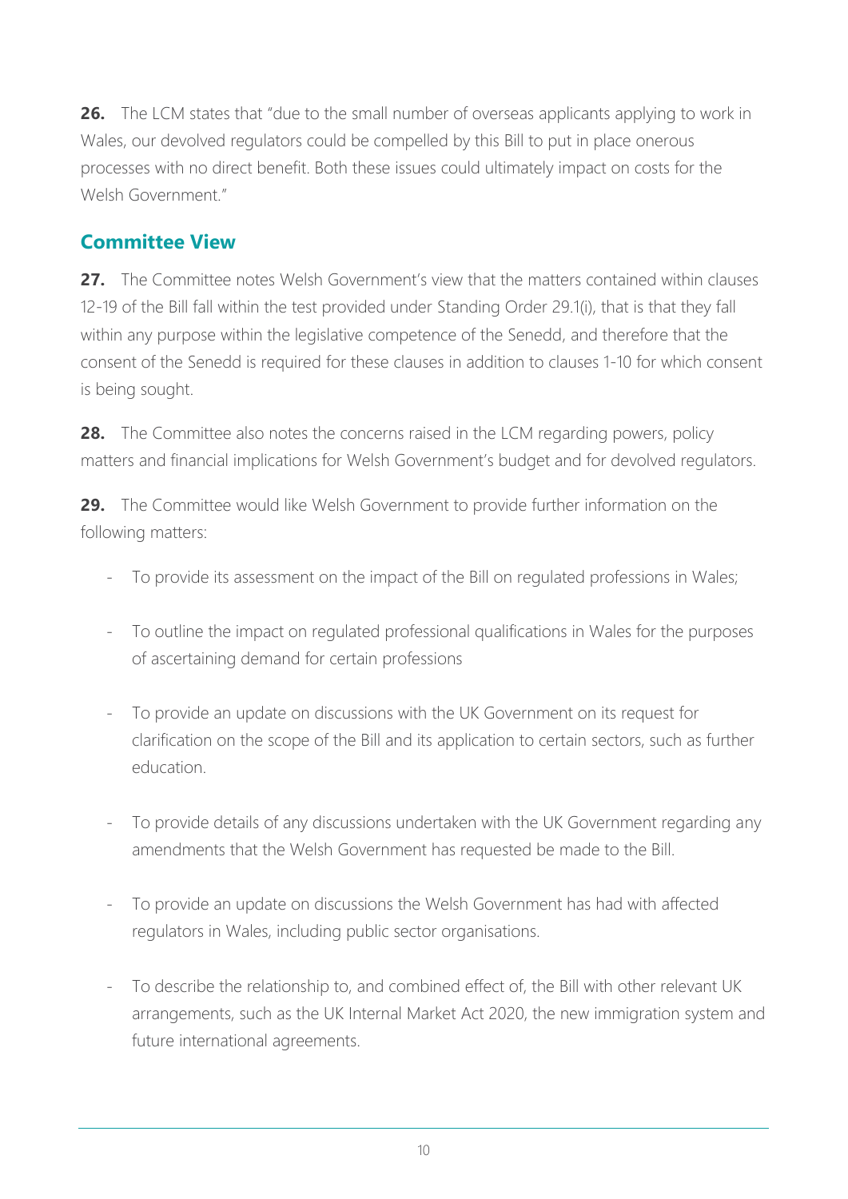**26.** The LCM states that "due to the small number of overseas applicants applying to work in Wales, our devolved regulators could be compelled by this Bill to put in place onerous processes with no direct benefit. Both these issues could ultimately impact on costs for the Welsh Government."

## Committee View

**27.** The Committee notes Welsh Government's view that the matters contained within clauses 12-19 of the Bill fall within the test provided under Standing Order 29.1(i), that is that they fall within any purpose within the legislative competence of the Senedd, and therefore that the consent of the Senedd is required for these clauses in addition to clauses 1-10 for which consent is being sought.

**28.** The Committee also notes the concerns raised in the LCM regarding powers, policy matters and financial implications for Welsh Government's budget and for devolved regulators.

**29.** The Committee would like Welsh Government to provide further information on the following matters:

- To provide its assessment on the impact of the Bill on regulated professions in Wales;
- To outline the impact on regulated professional qualifications in Wales for the purposes of ascertaining demand for certain professions
- To provide an update on discussions with the UK Government on its request for clarification on the scope of the Bill and its application to certain sectors, such as further education.
- To provide details of any discussions undertaken with the UK Government regarding any amendments that the Welsh Government has requested be made to the Bill.
- To provide an update on discussions the Welsh Government has had with affected regulators in Wales, including public sector organisations.
- To describe the relationship to, and combined effect of, the Bill with other relevant UK arrangements, such as the UK Internal Market Act 2020, the new immigration system and future international agreements.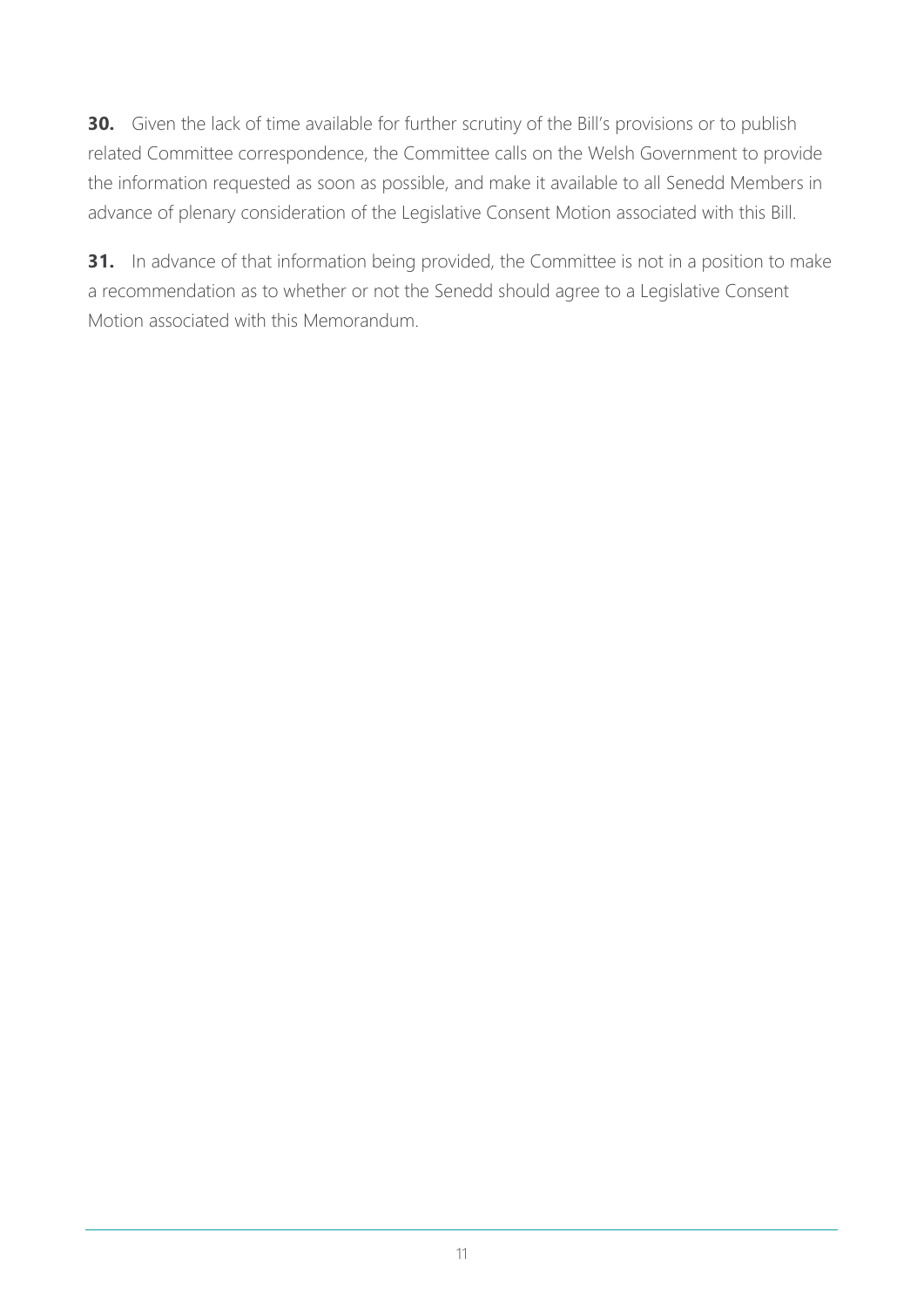**30.** Given the lack of time available for further scrutiny of the Bill's provisions or to publish related Committee correspondence, the Committee calls on the Welsh Government to provide the information requested as soon as possible, and make it available to all Senedd Members in advance of plenary consideration of the Legislative Consent Motion associated with this Bill.

**31.** In advance of that information being provided, the Committee is not in a position to make a recommendation as to whether or not the Senedd should agree to a Legislative Consent Motion associated with this Memorandum.